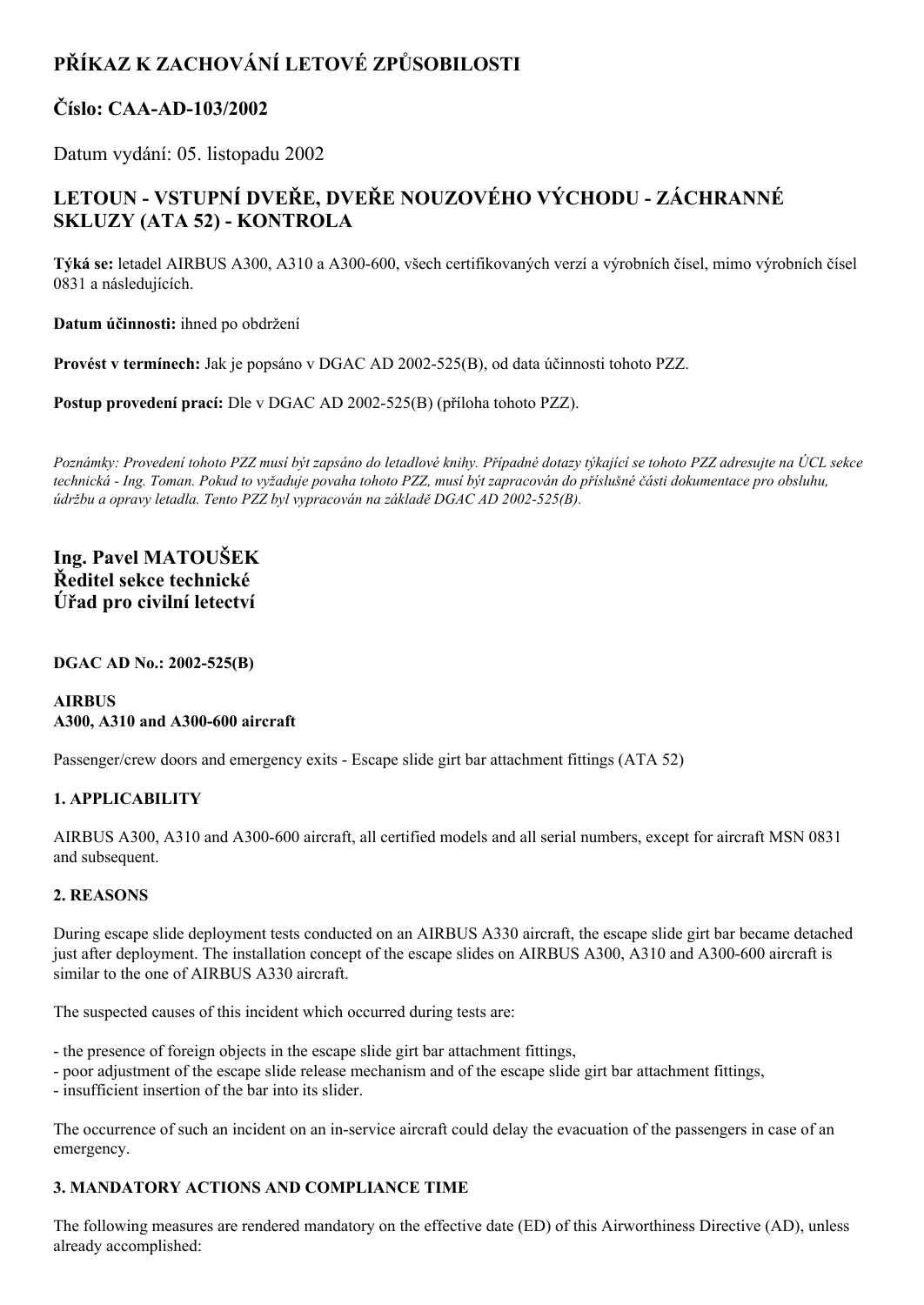# PŘÍKAZ K ZACHOVÁNÍ LETOVÉ ZPŮSOBILOSTI

## Číslo: CAA-AD-103/2002

Datum vydání: 05. listopadu 2002

## LETOUN - VSTUPNÍ DVEŘE, DVEŘE NOUZOVÉHO VÝCHODU - ZÁCHRANNÉ SKLUZY (ATA 52) - KONTROLA

**Týká se:** letadel AIRBUS A300, A310 a A300-600, všech certifikovaných verzí a výrobních čísel, mimo výrobních čísel 0831 a následujících.

**Datum účinnosti:** ihned po obdržení

**Provést v termínech:** Jak je popsáno v DGAC AD 2002-525(B), od data účinnosti tohoto PZZ.

**Postup provedení prací:** Dle v DGAC AD 2002-525(B) (příloha tohoto PZZ).

*Poznámky: Provedení tohoto PZZ musí být zapsáno do letadlové knihy. Případné dotazy týkající se tohoto PZZ adresujte na ÚCL sekce technická - Ing. Toman. Pokud to vyžaduje povaha tohoto PZZ, musí být zapracován do příslušné části dokumentace pro obsluhu, údržbu a opravy letadla. Tento PZZ byl vypracován na základě DGAC AD 2002-525(B).*

**Ing. Pavel MATOUŠEK**
**Ředitel sekce technické**
**Úřad pro civilní letectví**

**DGAC AD No.: 2002-525(B)**

**AIRBUS**
**A300, A310 and A300-600 aircraft**

Passenger/crew doors and emergency exits - Escape slide girt bar attachment fittings (ATA 52)

### 1. APPLICABILITY

AIRBUS A300, A310 and A300-600 aircraft, all certified models and all serial numbers, except for aircraft MSN 0831 and subsequent.

### 2. REASONS

During escape slide deployment tests conducted on an AIRBUS A330 aircraft, the escape slide girt bar became detached just after deployment. The installation concept of the escape slides on AIRBUS A300, A310 and A300-600 aircraft is similar to the one of AIRBUS A330 aircraft.

The suspected causes of this incident which occurred during tests are:

- the presence of foreign objects in the escape slide girt bar attachment fittings,
- poor adjustment of the escape slide release mechanism and of the escape slide girt bar attachment fittings,
- insufficient insertion of the bar into its slider.

The occurrence of such an incident on an in-service aircraft could delay the evacuation of the passengers in case of an emergency.

### 3. MANDATORY ACTIONS AND COMPLIANCE TIME

The following measures are rendered mandatory on the effective date (ED) of this Airworthiness Directive (AD), unless already accomplished: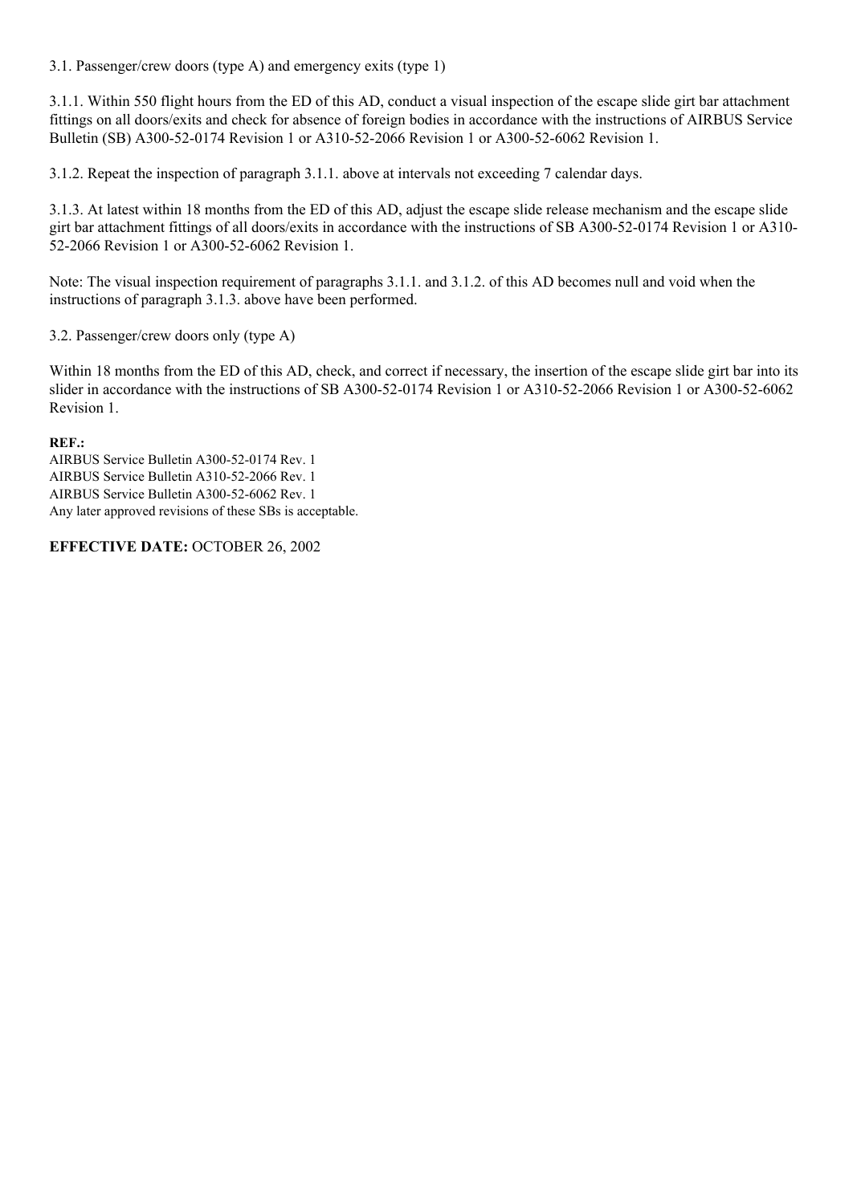3.1. Passenger/crew doors (type A) and emergency exits (type 1)

3.1.1. Within 550 flight hours from the ED of this AD, conduct a visual inspection of the escape slide girt bar attachment fittings on all doors/exits and check for absence of foreign bodies in accordance with the instructions of AIRBUS Service Bulletin (SB) A300-52-0174 Revision 1 or A310-52-2066 Revision 1 or A300-52-6062 Revision 1.

3.1.2. Repeat the inspection of paragraph 3.1.1. above at intervals not exceeding 7 calendar days.

3.1.3. At latest within 18 months from the ED of this AD, adjust the escape slide release mechanism and the escape slide girt bar attachment fittings of all doors/exits in accordance with the instructions of SB A300-52-0174 Revision 1 or A310-52-2066 Revision 1 or A300-52-6062 Revision 1.

Note: The visual inspection requirement of paragraphs 3.1.1. and 3.1.2. of this AD becomes null and void when the instructions of paragraph 3.1.3. above have been performed.

3.2. Passenger/crew doors only (type A)

Within 18 months from the ED of this AD, check, and correct if necessary, the insertion of the escape slide girt bar into its slider in accordance with the instructions of SB A300-52-0174 Revision 1 or A310-52-2066 Revision 1 or A300-52-6062 Revision 1.

**REF.:**
AIRBUS Service Bulletin A300-52-0174 Rev. 1
AIRBUS Service Bulletin A310-52-2066 Rev. 1
AIRBUS Service Bulletin A300-52-6062 Rev. 1
Any later approved revisions of these SBs is acceptable.

**EFFECTIVE DATE:** OCTOBER 26, 2002